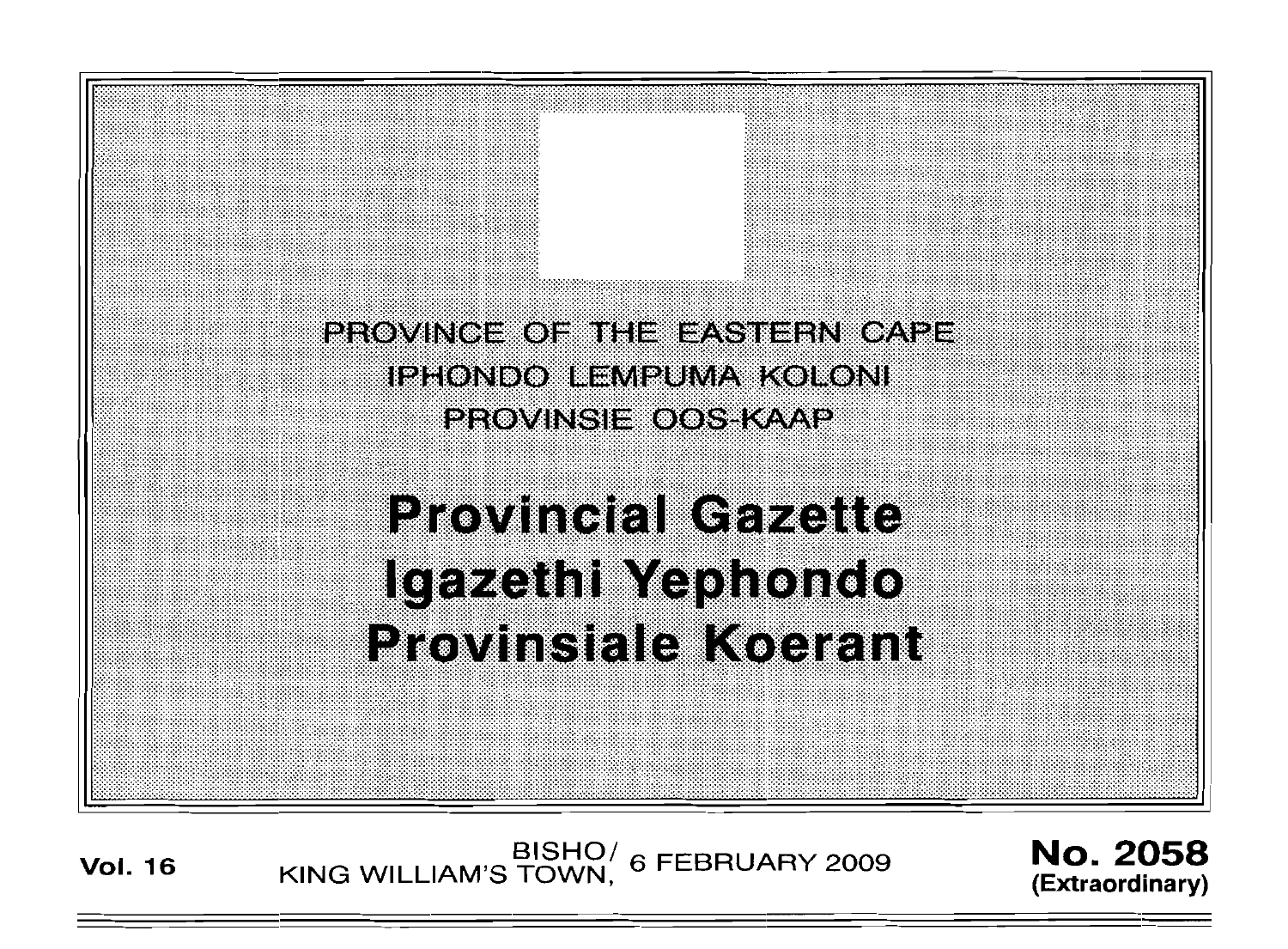PROVINCE OF THE EASTERN CAPE

IPHONDO LEMPUMA KOLONI

PROVINSIE OOS-KAAP

# Provincial Gazette

# Igazethi Yephondo

# Provinsiale Koerant

**Vol. 16** BISHO/ KING WILLIAM'S TOWN, 6 FEBRUARY 2009 **No. 2058** **(Extraordinary)**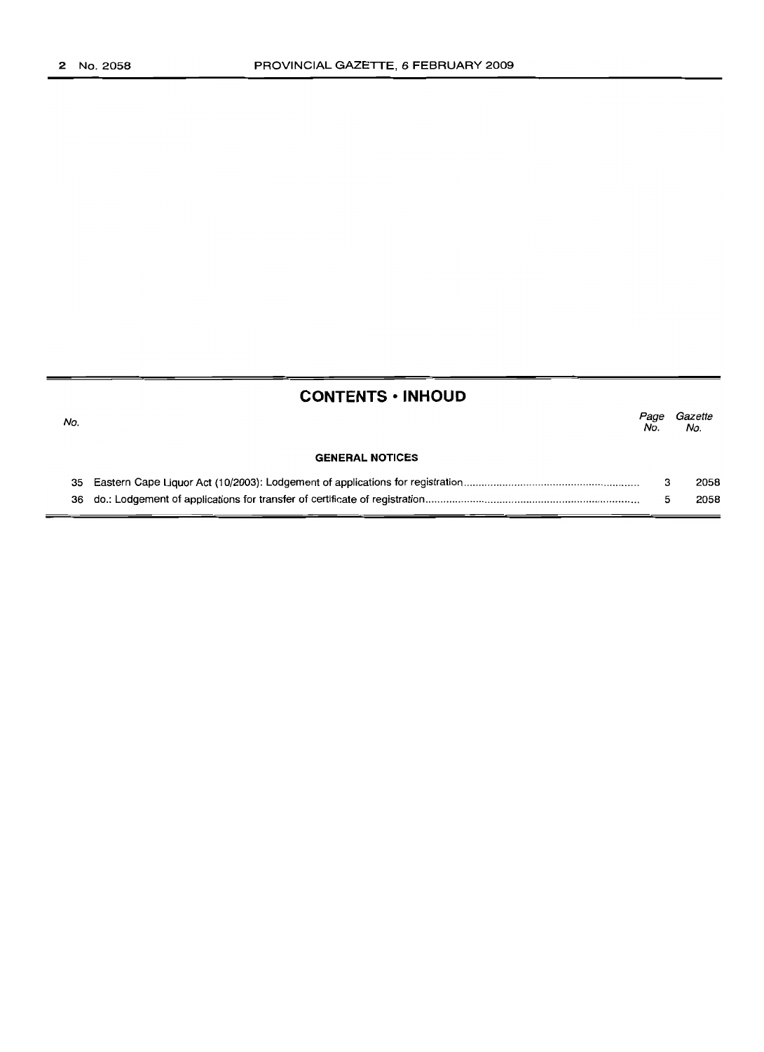## CONTENTS • INHOUD

| No. | | Page No. | Gazette No. |
|---|---|---|---|
| | **GENERAL NOTICES** | | |
| 35 | Eastern Cape Liquor Act (10/2003): Lodgement of applications for registration | 3 | 2058 |
| 36 | do.: Lodgement of applications for transfer of certificate of registration | 5 | 2058 |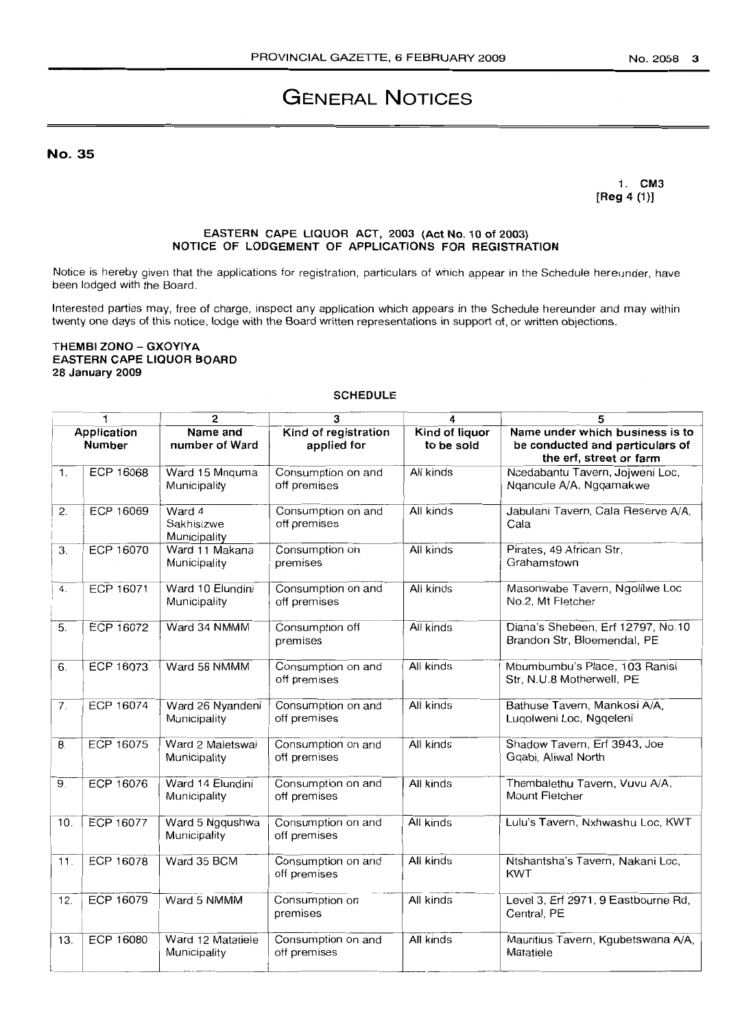# GENERAL NOTICES

**No. 35**

**1. CM3**
**[Reg 4 (1)]**

**EASTERN CAPE LIQUOR ACT, 2003 (Act No. 10 of 2003)**
**NOTICE OF LODGEMENT OF APPLICATIONS FOR REGISTRATION**

Notice is hereby given that the applications for registration, particulars of which appear in the Schedule hereunder, have been lodged with the Board.

Interested parties may, free of charge, inspect any application which appears in the Schedule hereunder and may within twenty one days of this notice, lodge with the Board written representations in support of, or written objections.

**THEMBI ZONO – GXOYIYA**
**EASTERN CAPE LIQUOR BOARD**
**28 January 2009**

**SCHEDULE**

| 1 | | 2 | 3 | 4 | 5 |
|---|---|---|---|---|---|
| Application Number | | Name and number of Ward | Kind of registration applied for | Kind of liquor to be sold | Name under which business is to be conducted and particulars of the erf, street or farm |
| 1. | ECP 16068 | Ward 15 Mnquma Municipality | Consumption on and off premises | All kinds | Ncedabantu Tavern, Jojweni Loc, Nqancule A/A, Ngqamakwe |
| 2. | ECP 16069 | Ward 4 Sakhisizwe Municipality | Consumption on and off premises | All kinds | Jabulani Tavern, Cala Reserve A/A, Cala |
| 3. | ECP 16070 | Ward 11 Makana Municipality | Consumption on premises | All kinds | Pirates, 49 African Str, Grahamstown |
| 4. | ECP 16071 | Ward 10 Elundini Municipality | Consumption on and off premises | All kinds | Masonwabe Tavern, Ngolilwe Loc No.2, Mt Fletcher |
| 5. | ECP 16072 | Ward 34 NMMM | Consumption off premises | All kinds | Diana's Shebeen, Erf 12797, No.10 Brandon Str, Bloemendal, PE |
| 6. | ECP 16073 | Ward 58 NMMM | Consumption on and off premises | All kinds | Mbumbumbu's Place, 103 Ranisi Str, N.U.8 Motherwell, PE |
| 7. | ECP 16074 | Ward 26 Nyandeni Municipality | Consumption on and off premises | All kinds | Bathuse Tavern, Mankosi A/A, Luqolweni Loc, Ngqeleni |
| 8. | ECP 16075 | Ward 2 Maletswai Municipality | Consumption on and off premises | All kinds | Shadow Tavern, Erf 3943, Joe Gqabi, Aliwal North |
| 9. | ECP 16076 | Ward 14 Elundini Municipality | Consumption on and off premises | All kinds | Thembalethu Tavern, Vuvu A/A, Mount Fletcher |
| 10. | ECP 16077 | Ward 5 Ngqushwa Municipality | Consumption on and off premises | All kinds | Lulu's Tavern, Nxhwashu Loc, KWT |
| 11. | ECP 16078 | Ward 35 BCM | Consumption on and off premises | All kinds | Ntshantsha's Tavern, Nakani Loc, KWT |
| 12. | ECP 16079 | Ward 5 NMMM | Consumption on premises | All kinds | Level 3, Erf 2971, 9 Eastbourne Rd, Central, PE |
| 13. | ECP 16080 | Ward 12 Matatiele Municipality | Consumption on and off premises | All kinds | Mauritius Tavern, Kgubetswana A/A, Matatiele |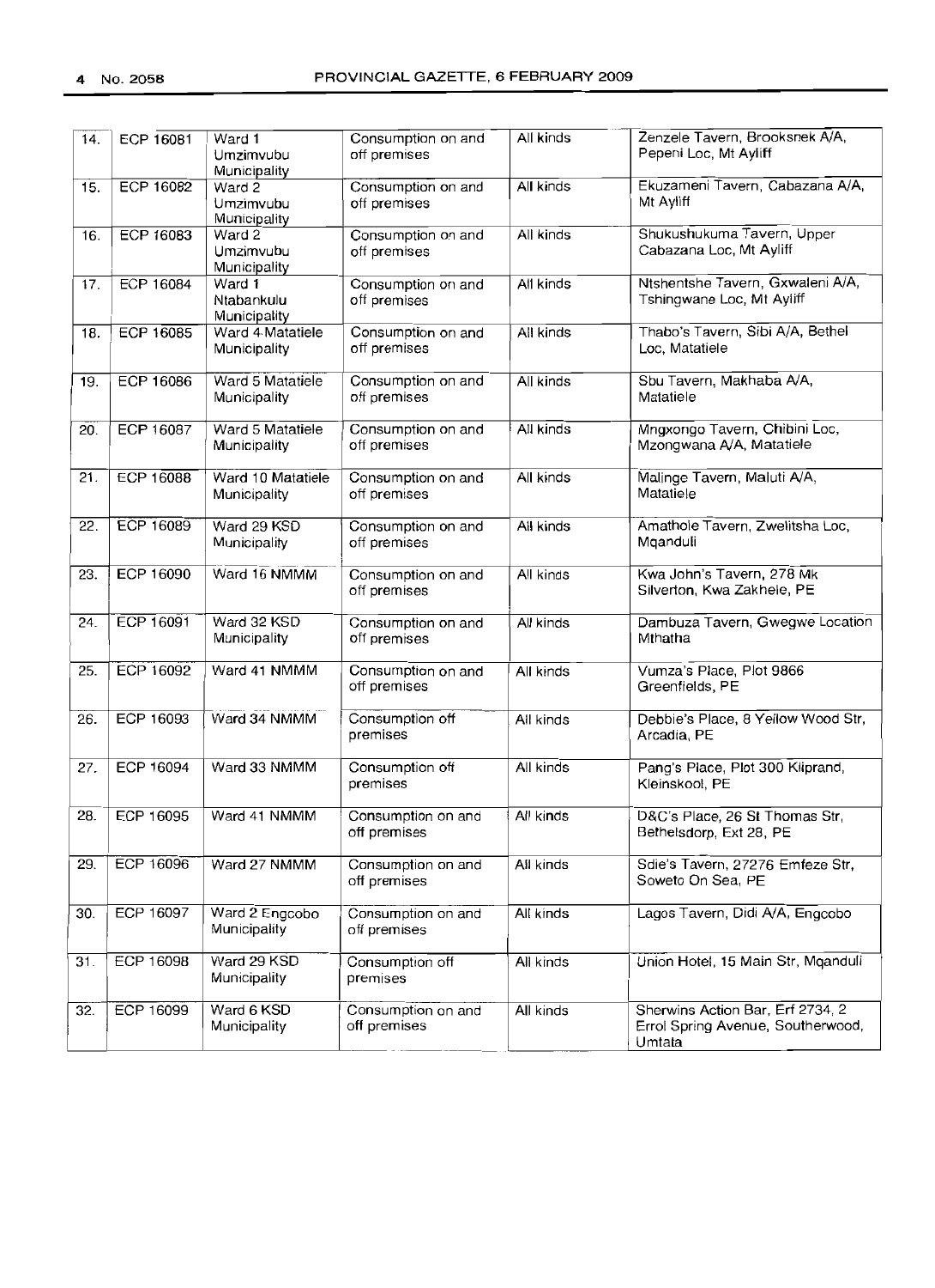| 14. | ECP 16081 | Ward 1 Umzimvubu Municipality | Consumption on and off premises | All kinds | Zenzele Tavern, Brooksnek A/A, Pepeni Loc, Mt Ayliff |
|---|---|---|---|---|---|
| 15. | ECP 16082 | Ward 2 Umzimvubu Municipality | Consumption on and off premises | All kinds | Ekuzameni Tavern, Cabazana A/A, Mt Ayliff |
| 16. | ECP 16083 | Ward 2 Umzimvubu Municipality | Consumption on and off premises | All kinds | Shukushukuma Tavern, Upper Cabazana Loc, Mt Ayliff |
| 17. | ECP 16084 | Ward 1 Ntabankulu Municipality | Consumption on and off premises | All kinds | Ntshentshe Tavern, Gxwaleni A/A, Tshingwane Loc, Mt Ayliff |
| 18. | ECP 16085 | Ward 4 Matatiele Municipality | Consumption on and off premises | All kinds | Thabo's Tavern, Sibi A/A, Bethel Loc, Matatiele |
| 19. | ECP 16086 | Ward 5 Matatiele Municipality | Consumption on and off premises | All kinds | Sbu Tavern, Makhaba A/A, Matatiele |
| 20. | ECP 16087 | Ward 5 Matatiele Municipality | Consumption on and off premises | All kinds | Mngxongo Tavern, Chibini Loc, Mzongwana A/A, Matatiele |
| 21. | ECP 16088 | Ward 10 Matatiele Municipality | Consumption on and off premises | All kinds | Malinge Tavern, Maluti A/A, Matatiele |
| 22. | ECP 16089 | Ward 29 KSD Municipality | Consumption on and off premises | All kinds | Amathole Tavern, Zwelitsha Loc, Mqanduli |
| 23. | ECP 16090 | Ward 16 NMMM | Consumption on and off premises | All kinds | Kwa John's Tavern, 278 Mk Silverton, Kwa Zakhele, PE |
| 24. | ECP 16091 | Ward 32 KSD Municipality | Consumption on and off premises | All kinds | Dambuza Tavern, Gwegwe Location Mthatha |
| 25. | ECP 16092 | Ward 41 NMMM | Consumption on and off premises | All kinds | Vumza's Place, Plot 9866 Greenfields, PE |
| 26. | ECP 16093 | Ward 34 NMMM | Consumption off premises | All kinds | Debbie's Place, 8 Yellow Wood Str, Arcadia, PE |
| 27. | ECP 16094 | Ward 33 NMMM | Consumption off premises | All kinds | Pang's Place, Plot 300 Kliprand, Kleinskool, PE |
| 28. | ECP 16095 | Ward 41 NMMM | Consumption on and off premises | All kinds | D&C's Place, 26 St Thomas Str, Bethelsdorp, Ext 28, PE |
| 29. | ECP 16096 | Ward 27 NMMM | Consumption on and off premises | All kinds | Sdie's Tavern, 27276 Emfeze Str, Soweto On Sea, PE |
| 30. | ECP 16097 | Ward 2 Engcobo Municipality | Consumption on and off premises | All kinds | Lagos Tavern, Didi A/A, Engcobo |
| 31. | ECP 16098 | Ward 29 KSD Municipality | Consumption off premises | All kinds | Union Hotel, 15 Main Str, Mqanduli |
| 32. | ECP 16099 | Ward 6 KSD Municipality | Consumption on and off premises | All kinds | Sherwins Action Bar, Erf 2734, 2 Errol Spring Avenue, Southerwood, Umtata |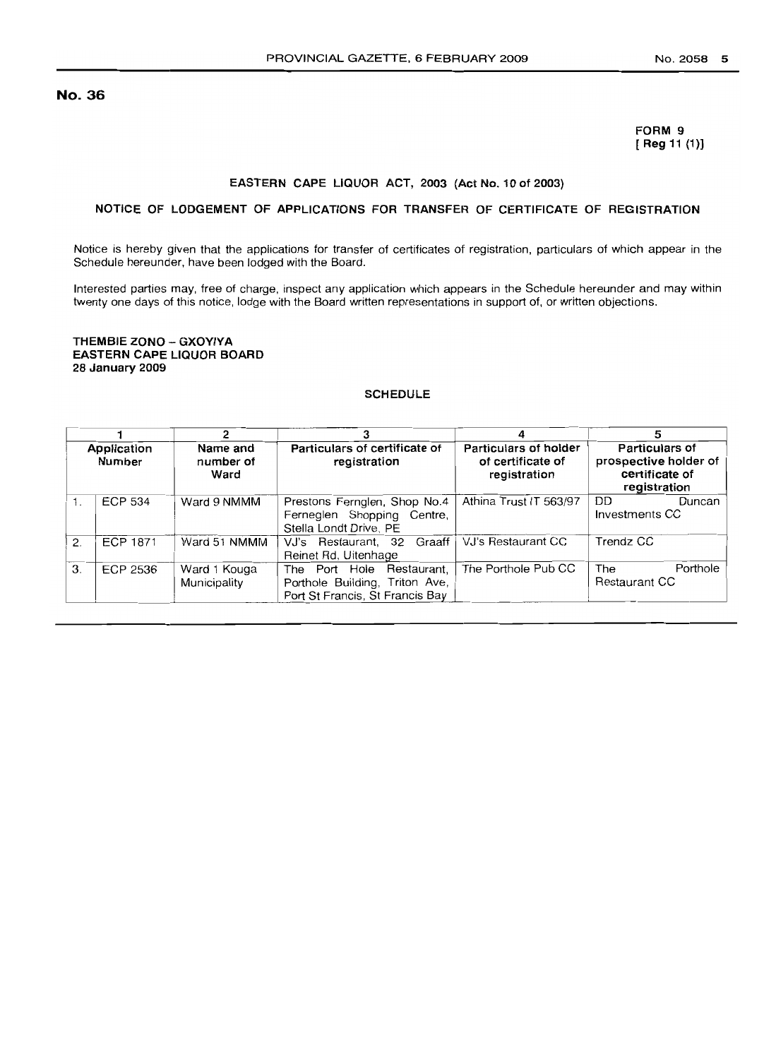**No. 36**

**FORM 9**
**[ Reg 11 (1)]**

**EASTERN CAPE LIQUOR ACT, 2003 (Act No. 10 of 2003)**

**NOTICE OF LODGEMENT OF APPLICATIONS FOR TRANSFER OF CERTIFICATE OF REGISTRATION**

Notice is hereby given that the applications for transfer of certificates of registration, particulars of which appear in the Schedule hereunder, have been lodged with the Board.

Interested parties may, free of charge, inspect any application which appears in the Schedule hereunder and may within twenty one days of this notice, lodge with the Board written representations in support of, or written objections.

**THEMBIE ZONO – GXOYIYA**
**EASTERN CAPE LIQUOR BOARD**
**28 January 2009**

**SCHEDULE**

| 1 | | 2 | 3 | 4 | 5 |
|---|---|---|---|---|---|
| **Application Number** | | **Name and number of Ward** | **Particulars of certificate of registration** | **Particulars of holder of certificate of registration** | **Particulars of prospective holder of certificate of registration** |
| 1. | ECP 534 | Ward 9 NMMM | Prestons Fernglen, Shop No.4 Ferneglen Shopping Centre, Stella Londt Drive, PE | Athina Trust IT 563/97 | DD Duncan Investments CC |
| 2. | ECP 1871 | Ward 51 NMMM | VJ's Restaurant, 32 Graaff Reinet Rd, Uitenhage | VJ's Restaurant CC | Trendz CC |
| 3. | ECP 2536 | Ward 1 Kouga Municipality | The Port Hole Restaurant, Porthole Building, Triton Ave, Port St Francis, St Francis Bay | The Porthole Pub CC | The Porthole Restaurant CC |